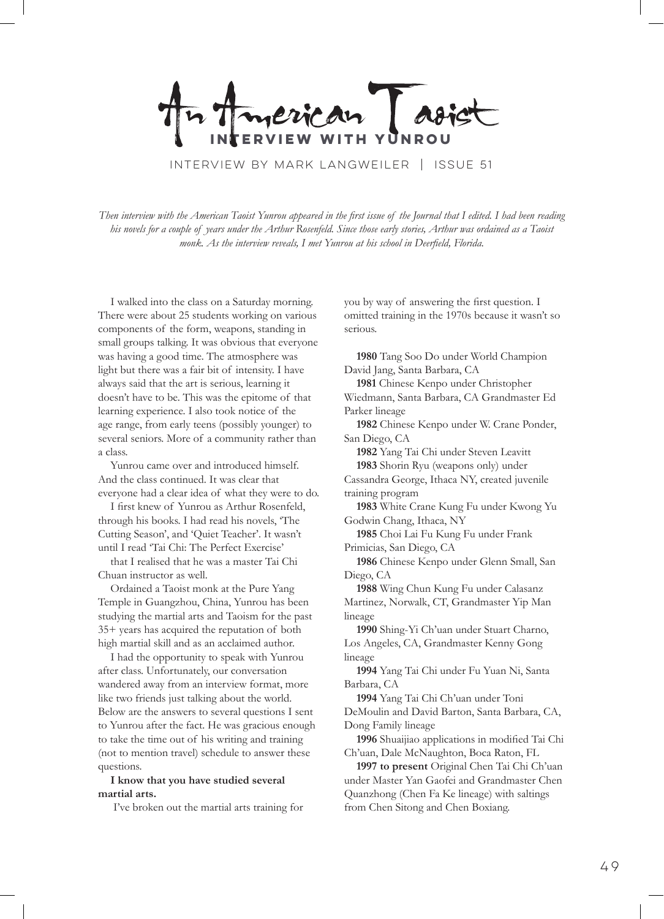# An American Taoist

## Interview with Yunrou

INTERVIEW BY MARK LANGWEILER | ISSUE 51

*Then interview with the American Taoist Yunrou appeared in the first issue of the Journal that I edited. I had been reading his novels for a couple of years under the Arthur Rosenfeld. Since those early stories, Arthur was ordained as a Taoist monk. As the interview reveals, I met Yunrou at his school in Deerfield, Florida.*

I walked into the class on a Saturday morning. There were about 25 students working on various components of the form, weapons, standing in small groups talking. It was obvious that everyone was having a good time. The atmosphere was light but there was a fair bit of intensity. I have always said that the art is serious, learning it doesn't have to be. This was the epitome of that learning experience. I also took notice of the age range, from early teens (possibly younger) to several seniors. More of a community rather than a class.

Yunrou came over and introduced himself. And the class continued. It was clear that everyone had a clear idea of what they were to do.

I first knew of Yunrou as Arthur Rosenfeld, through his books. I had read his novels, 'The Cutting Season', and 'Quiet Teacher'. It wasn't until I read 'Tai Chi: The Perfect Exercise' that I realised that he was a master Tai Chi Chuan instructor as well.

Ordained a Taoist monk at the Pure Yang Temple in Guangzhou, China, Yunrou has been studying the martial arts and Taoism for the past 35+ years has acquired the reputation of both high martial skill and as an acclaimed author.

I had the opportunity to speak with Yunrou after class. Unfortunately, our conversation wandered away from an interview format, more like two friends just talking about the world. Below are the answers to several questions I sent to Yunrou after the fact. He was gracious enough to take the time out of his writing and training (not to mention travel) schedule to answer these questions.

**I know that you have studied several martial arts.**

I've broken out the martial arts training for you by way of answering the first question. I omitted training in the 1970s because it wasn't so serious.

**1980** Tang Soo Do under World Champion David Jang, Santa Barbara, CA

**1981** Chinese Kenpo under Christopher Wiedmann, Santa Barbara, CA Grandmaster Ed Parker lineage

**1982** Chinese Kenpo under W. Crane Ponder, San Diego, CA

**1982** Yang Tai Chi under Steven Leavitt

**1983** Shorin Ryu (weapons only) under Cassandra George, Ithaca NY, created juvenile training program

**1983** White Crane Kung Fu under Kwong Yu Godwin Chang, Ithaca, NY

**1985** Choi Lai Fu Kung Fu under Frank Primicias, San Diego, CA

**1986** Chinese Kenpo under Glenn Small, San Diego, CA

**1988** Wing Chun Kung Fu under Calasanz Martinez, Norwalk, CT, Grandmaster Yip Man lineage

**1990** Shing-Yi Ch'uan under Stuart Charno, Los Angeles, CA, Grandmaster Kenny Gong lineage

**1994** Yang Tai Chi under Fu Yuan Ni, Santa Barbara, CA

**1994** Yang Tai Chi Ch'uan under Toni DeMoulin and David Barton, Santa Barbara, CA, Dong Family lineage

**1996** Shuaijiao applications in modified Tai Chi Ch'uan, Dale McNaughton, Boca Raton, FL

**1997 to present** Original Chen Tai Chi Ch'uan under Master Yan Gaofei and Grandmaster Chen Quanzhong (Chen Fa Ke lineage) with saltings from Chen Sitong and Chen Boxiang.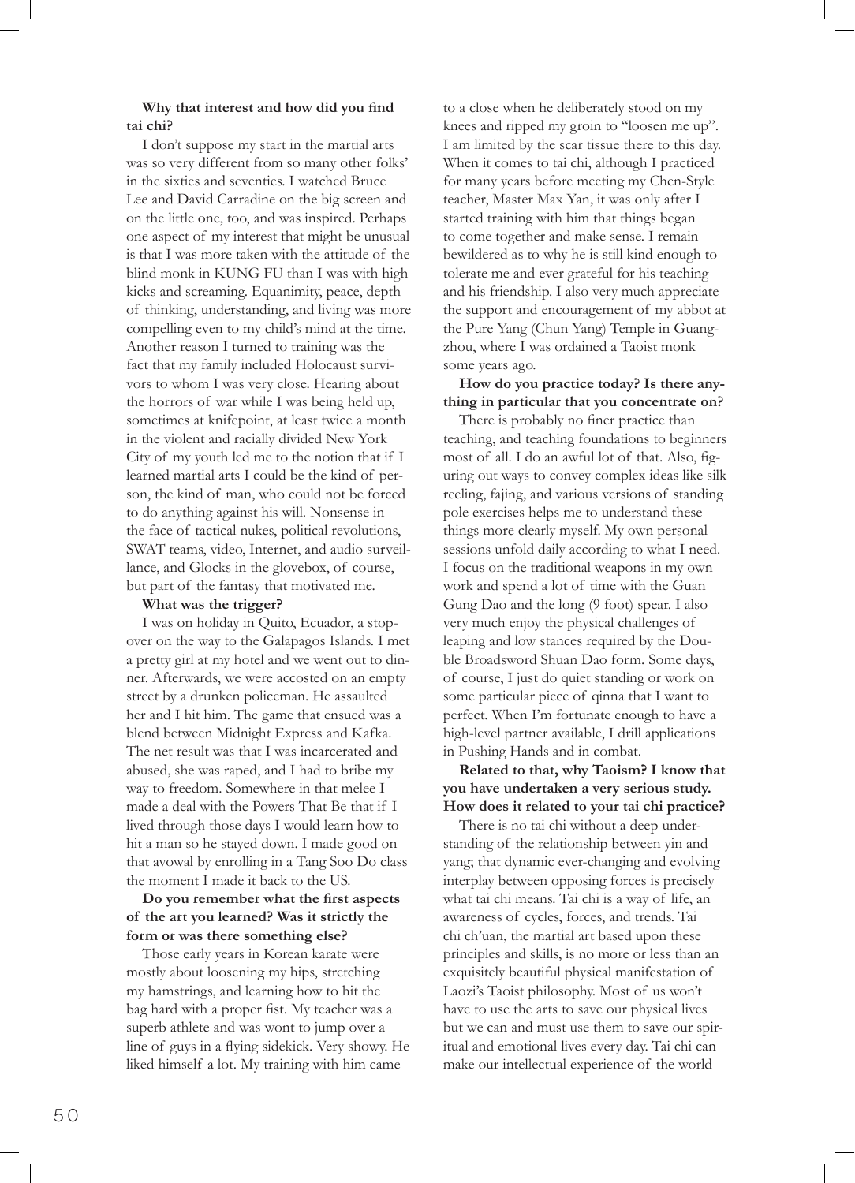**Why that interest and how did you find tai chi?**

I don't suppose my start in the martial arts was so very different from so many other folks' in the sixties and seventies. I watched Bruce Lee and David Carradine on the big screen and on the little one, too, and was inspired. Perhaps one aspect of my interest that might be unusual is that I was more taken with the attitude of the blind monk in KUNG FU than I was with high kicks and screaming. Equanimity, peace, depth of thinking, understanding, and living was more compelling even to my child's mind at the time. Another reason I turned to training was the fact that my family included Holocaust survivors to whom I was very close. Hearing about the horrors of war while I was being held up, sometimes at knifepoint, at least twice a month in the violent and racially divided New York City of my youth led me to the notion that if I learned martial arts I could be the kind of person, the kind of man, who could not be forced to do anything against his will. Nonsense in the face of tactical nukes, political revolutions, SWAT teams, video, Internet, and audio surveillance, and Glocks in the glovebox, of course, but part of the fantasy that motivated me.

**What was the trigger?**

I was on holiday in Quito, Ecuador, a stopover on the way to the Galapagos Islands. I met a pretty girl at my hotel and we went out to dinner. Afterwards, we were accosted on an empty street by a drunken policeman. He assaulted her and I hit him. The game that ensued was a blend between Midnight Express and Kafka. The net result was that I was incarcerated and abused, she was raped, and I had to bribe my way to freedom. Somewhere in that melee I made a deal with the Powers That Be that if I lived through those days I would learn how to hit a man so he stayed down. I made good on that avowal by enrolling in a Tang Soo Do class the moment I made it back to the US.

**Do you remember what the first aspects of the art you learned? Was it strictly the form or was there something else?**

Those early years in Korean karate were mostly about loosening my hips, stretching my hamstrings, and learning how to hit the bag hard with a proper fist. My teacher was a superb athlete and was wont to jump over a line of guys in a flying sidekick. Very showy. He liked himself a lot. My training with him came to a close when he deliberately stood on my knees and ripped my groin to "loosen me up". I am limited by the scar tissue there to this day. When it comes to tai chi, although I practiced for many years before meeting my Chen-Style teacher, Master Max Yan, it was only after I started training with him that things began to come together and make sense. I remain bewildered as to why he is still kind enough to tolerate me and ever grateful for his teaching and his friendship. I also very much appreciate the support and encouragement of my abbot at the Pure Yang (Chun Yang) Temple in Guangzhou, where I was ordained a Taoist monk some years ago.

**How do you practice today? Is there anything in particular that you concentrate on?**

There is probably no finer practice than teaching, and teaching foundations to beginners most of all. I do an awful lot of that. Also, figuring out ways to convey complex ideas like silk reeling, fajing, and various versions of standing pole exercises helps me to understand these things more clearly myself. My own personal sessions unfold daily according to what I need. I focus on the traditional weapons in my own work and spend a lot of time with the Guan Gung Dao and the long (9 foot) spear. I also very much enjoy the physical challenges of leaping and low stances required by the Double Broadsword Shuan Dao form. Some days, of course, I just do quiet standing or work on some particular piece of qinna that I want to perfect. When I'm fortunate enough to have a high-level partner available, I drill applications in Pushing Hands and in combat.

**Related to that, why Taoism? I know that you have undertaken a very serious study. How does it related to your tai chi practice?**

There is no tai chi without a deep understanding of the relationship between yin and yang; that dynamic ever-changing and evolving interplay between opposing forces is precisely what tai chi means. Tai chi is a way of life, an awareness of cycles, forces, and trends. Tai chi ch'uan, the martial art based upon these principles and skills, is no more or less than an exquisitely beautiful physical manifestation of Laozi's Taoist philosophy. Most of us won't have to use the arts to save our physical lives but we can and must use them to save our spiritual and emotional lives every day. Tai chi can make our intellectual experience of the world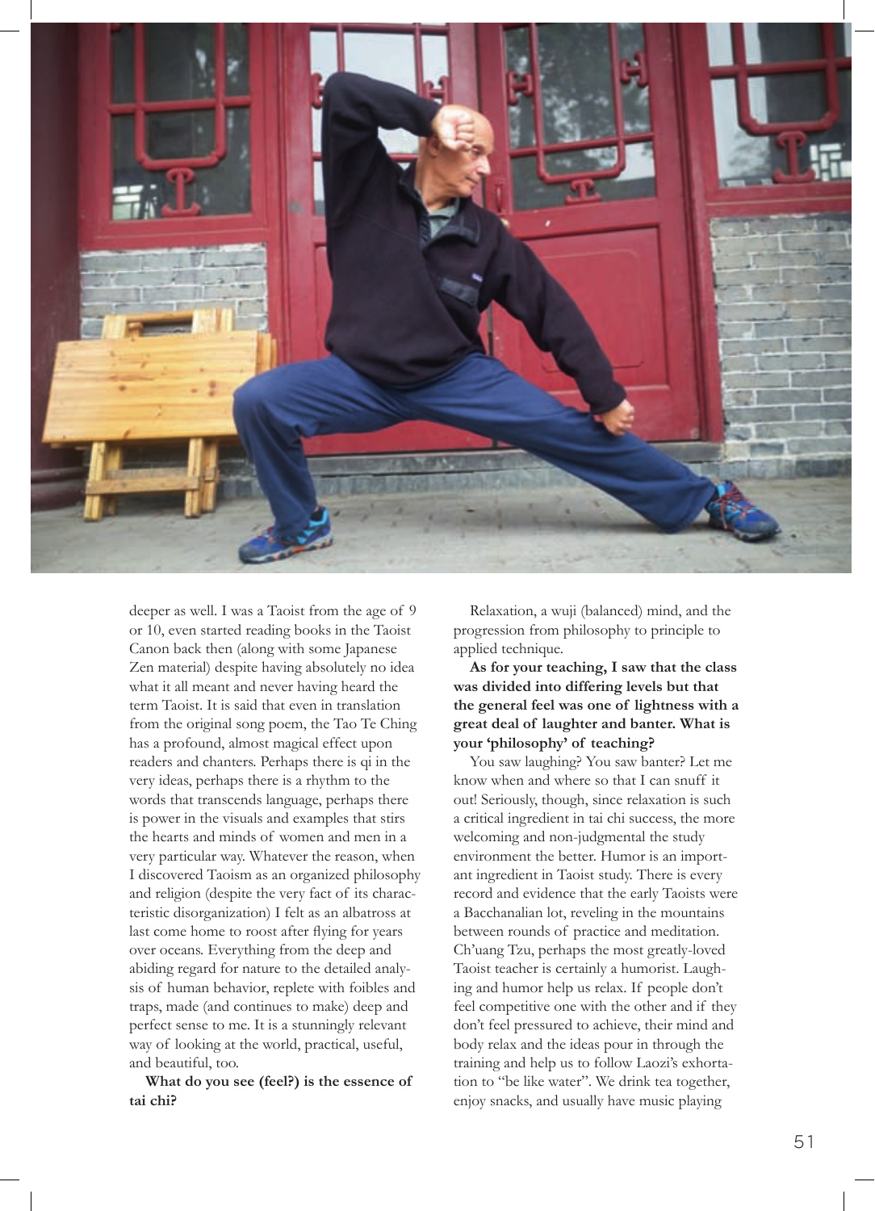deeper as well. I was a Taoist from the age of 9 or 10, even started reading books in the Taoist Canon back then (along with some Japanese Zen material) despite having absolutely no idea what it all meant and never having heard the term Taoist. It is said that even in translation from the original song poem, the Tao Te Ching has a profound, almost magical effect upon readers and chanters. Perhaps there is qi in the very ideas, perhaps there is a rhythm to the words that transcends language, perhaps there is power in the visuals and examples that stirs the hearts and minds of women and men in a very particular way. Whatever the reason, when I discovered Taoism as an organized philosophy and religion (despite the very fact of its characteristic disorganization) I felt as an albatross at last come home to roost after flying for years over oceans. Everything from the deep and abiding regard for nature to the detailed analysis of human behavior, replete with foibles and traps, made (and continues to make) deep and perfect sense to me. It is a stunningly relevant way of looking at the world, practical, useful, and beautiful, too.

**What do you see (feel?) is the essence of tai chi?**

Relaxation, a wuji (balanced) mind, and the progression from philosophy to principle to applied technique.

**As for your teaching, I saw that the class was divided into differing levels but that the general feel was one of lightness with a great deal of laughter and banter. What is your 'philosophy' of teaching?**

You saw laughing? You saw banter? Let me know when and where so that I can snuff it out! Seriously, though, since relaxation is such a critical ingredient in tai chi success, the more welcoming and non-judgmental the study environment the better. Humor is an important ingredient in Taoist study. There is every record and evidence that the early Taoists were a Bacchanalian lot, reveling in the mountains between rounds of practice and meditation. Ch'uang Tzu, perhaps the most greatly-loved Taoist teacher is certainly a humorist. Laughing and humor help us relax. If people don't feel competitive one with the other and if they don't feel pressured to achieve, their mind and body relax and the ideas pour in through the training and help us to follow Laozi's exhortation to "be like water". We drink tea together, enjoy snacks, and usually have music playing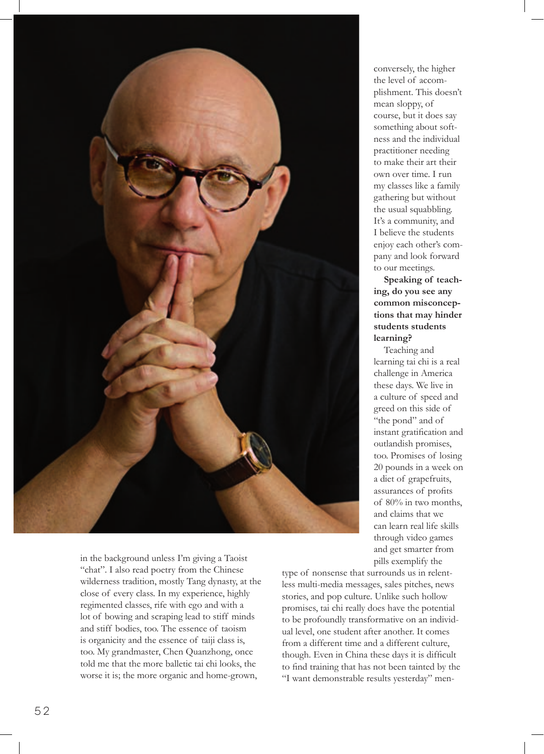in the background unless I'm giving a Taoist "chat". I also read poetry from the Chinese wilderness tradition, mostly Tang dynasty, at the close of every class. In my experience, highly regimented classes, rife with ego and with a lot of bowing and scraping lead to stiff minds and stiff bodies, too. The essence of taoism is organicity and the essence of taiji class is, too. My grandmaster, Chen Quanzhong, once told me that the more balletic tai chi looks, the worse it is; the more organic and home-grown, conversely, the higher the level of accomplishment. This doesn't mean sloppy, of course, but it does say something about softness and the individual practitioner needing to make their art their own over time. I run my classes like a family gathering but without the usual squabbling. It's a community, and I believe the students enjoy each other's company and look forward to our meetings.

**Speaking of teaching, do you see any common misconceptions that may hinder students students learning?**

Teaching and learning tai chi is a real challenge in America these days. We live in a culture of speed and greed on this side of "the pond" and of instant gratification and outlandish promises, too. Promises of losing 20 pounds in a week on a diet of grapefruits, assurances of profits of 80% in two months, and claims that we can learn real life skills through video games and get smarter from pills exemplify the type of nonsense that surrounds us in relentless multi-media messages, sales pitches, news stories, and pop culture. Unlike such hollow promises, tai chi really does have the potential to be profoundly transformative on an individual level, one student after another. It comes from a different time and a different culture, though. Even in China these days it is difficult to find training that has not been tainted by the "I want demonstrable results yesterday" men-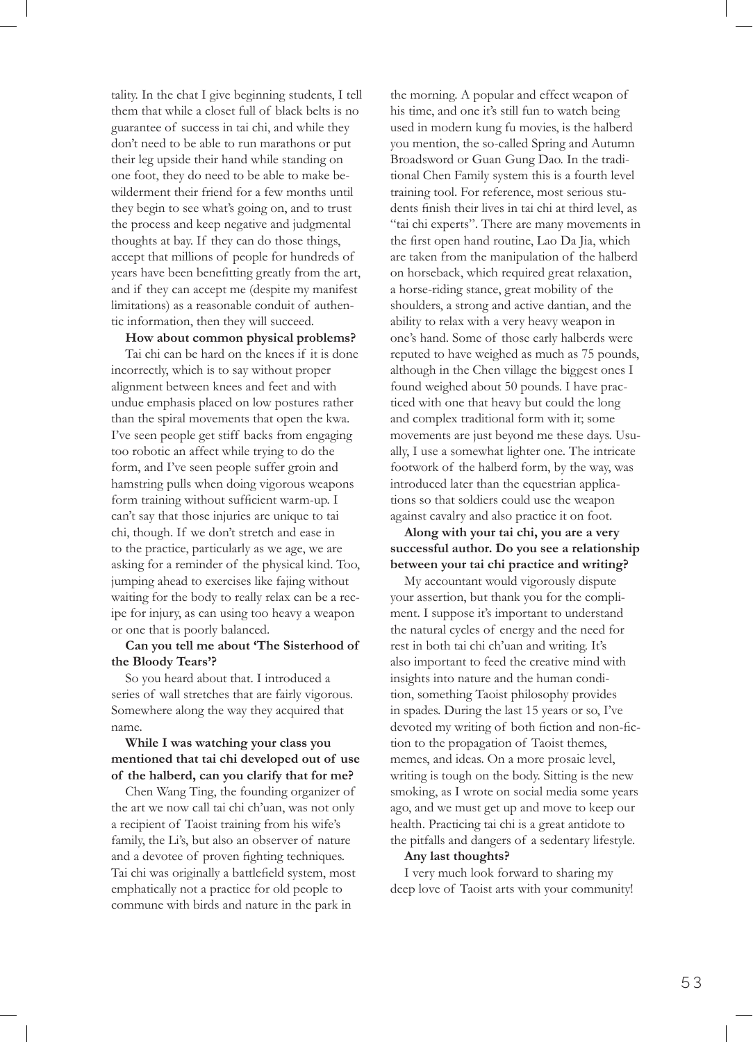tality. In the chat I give beginning students, I tell them that while a closet full of black belts is no guarantee of success in tai chi, and while they don't need to be able to run marathons or put their leg upside their hand while standing on one foot, they do need to be able to make bewilderment their friend for a few months until they begin to see what's going on, and to trust the process and keep negative and judgmental thoughts at bay. If they can do those things, accept that millions of people for hundreds of years have been benefitting greatly from the art, and if they can accept me (despite my manifest limitations) as a reasonable conduit of authentic information, then they will succeed.

**How about common physical problems?**

Tai chi can be hard on the knees if it is done incorrectly, which is to say without proper alignment between knees and feet and with undue emphasis placed on low postures rather than the spiral movements that open the kwa. I've seen people get stiff backs from engaging too robotic an affect while trying to do the form, and I've seen people suffer groin and hamstring pulls when doing vigorous weapons form training without sufficient warm-up. I can't say that those injuries are unique to tai chi, though. If we don't stretch and ease in to the practice, particularly as we age, we are asking for a reminder of the physical kind. Too, jumping ahead to exercises like fajing without waiting for the body to really relax can be a recipe for injury, as can using too heavy a weapon or one that is poorly balanced.

**Can you tell me about 'The Sisterhood of the Bloody Tears'?**

So you heard about that. I introduced a series of wall stretches that are fairly vigorous. Somewhere along the way they acquired that name.

**While I was watching your class you mentioned that tai chi developed out of use of the halberd, can you clarify that for me?**

Chen Wang Ting, the founding organizer of the art we now call tai chi ch'uan, was not only a recipient of Taoist training from his wife's family, the Li's, but also an observer of nature and a devotee of proven fighting techniques. Tai chi was originally a battlefield system, most emphatically not a practice for old people to commune with birds and nature in the park in the morning. A popular and effect weapon of his time, and one it's still fun to watch being used in modern kung fu movies, is the halberd you mention, the so-called Spring and Autumn Broadsword or Guan Gung Dao. In the traditional Chen Family system this is a fourth level training tool. For reference, most serious students finish their lives in tai chi at third level, as "tai chi experts". There are many movements in the first open hand routine, Lao Da Jia, which are taken from the manipulation of the halberd on horseback, which required great relaxation, a horse-riding stance, great mobility of the shoulders, a strong and active dantian, and the ability to relax with a very heavy weapon in one's hand. Some of those early halberds were reputed to have weighed as much as 75 pounds, although in the Chen village the biggest ones I found weighed about 50 pounds. I have practiced with one that heavy but could the long and complex traditional form with it; some movements are just beyond me these days. Usually, I use a somewhat lighter one. The intricate footwork of the halberd form, by the way, was introduced later than the equestrian applications so that soldiers could use the weapon against cavalry and also practice it on foot.

**Along with your tai chi, you are a very successful author. Do you see a relationship between your tai chi practice and writing?**

My accountant would vigorously dispute your assertion, but thank you for the compliment. I suppose it's important to understand the natural cycles of energy and the need for rest in both tai chi ch'uan and writing. It's also important to feed the creative mind with insights into nature and the human condition, something Taoist philosophy provides in spades. During the last 15 years or so, I've devoted my writing of both fiction and non-fiction to the propagation of Taoist themes, memes, and ideas. On a more prosaic level, writing is tough on the body. Sitting is the new smoking, as I wrote on social media some years ago, and we must get up and move to keep our health. Practicing tai chi is a great antidote to the pitfalls and dangers of a sedentary lifestyle.

**Any last thoughts?**

I very much look forward to sharing my deep love of Taoist arts with your community!